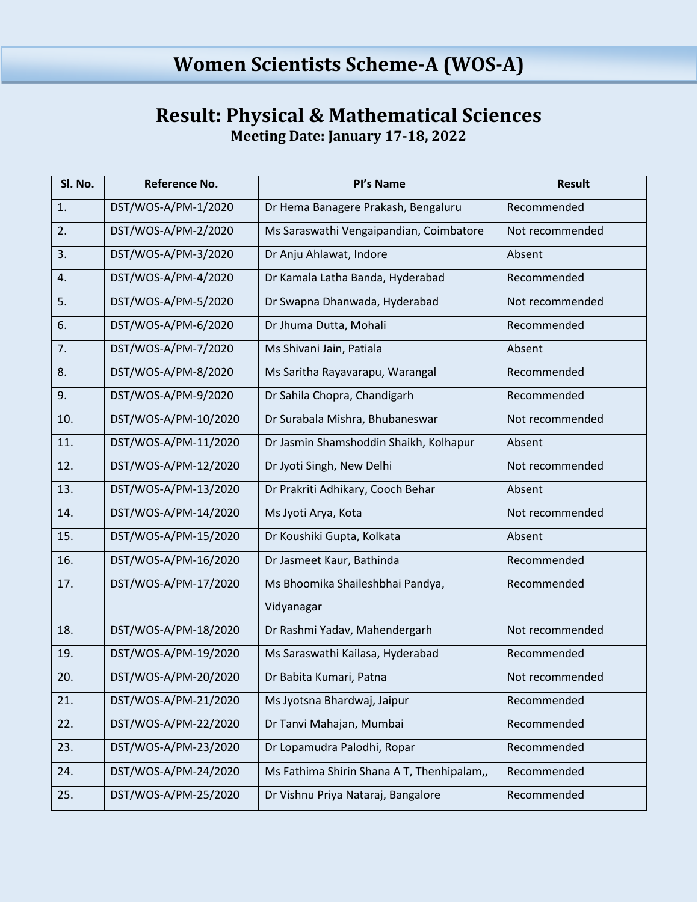# Women Scientists Scheme-A (WOS-A)

## Result: Physical & Mathematical Sciences

**Meeting Date: January 17-18, 2022**

| Sl. No. | Reference No. | PI's Name | Result |
|---|---|---|---|
| 1. | DST/WOS-A/PM-1/2020 | Dr Hema Banagere Prakash, Bengaluru | Recommended |
| 2. | DST/WOS-A/PM-2/2020 | Ms Saraswathi Vengaipandian, Coimbatore | Not recommended |
| 3. | DST/WOS-A/PM-3/2020 | Dr Anju Ahlawat, Indore | Absent |
| 4. | DST/WOS-A/PM-4/2020 | Dr Kamala Latha Banda, Hyderabad | Recommended |
| 5. | DST/WOS-A/PM-5/2020 | Dr Swapna Dhanwada, Hyderabad | Not recommended |
| 6. | DST/WOS-A/PM-6/2020 | Dr Jhuma Dutta, Mohali | Recommended |
| 7. | DST/WOS-A/PM-7/2020 | Ms Shivani Jain, Patiala | Absent |
| 8. | DST/WOS-A/PM-8/2020 | Ms Saritha Rayavarapu, Warangal | Recommended |
| 9. | DST/WOS-A/PM-9/2020 | Dr Sahila Chopra, Chandigarh | Recommended |
| 10. | DST/WOS-A/PM-10/2020 | Dr Surabala Mishra, Bhubaneswar | Not recommended |
| 11. | DST/WOS-A/PM-11/2020 | Dr Jasmin Shamshoddin Shaikh, Kolhapur | Absent |
| 12. | DST/WOS-A/PM-12/2020 | Dr Jyoti Singh, New Delhi | Not recommended |
| 13. | DST/WOS-A/PM-13/2020 | Dr Prakriti Adhikary, Cooch Behar | Absent |
| 14. | DST/WOS-A/PM-14/2020 | Ms Jyoti Arya, Kota | Not recommended |
| 15. | DST/WOS-A/PM-15/2020 | Dr Koushiki Gupta, Kolkata | Absent |
| 16. | DST/WOS-A/PM-16/2020 | Dr Jasmeet Kaur, Bathinda | Recommended |
| 17. | DST/WOS-A/PM-17/2020 | Ms Bhoomika Shaileshbhai Pandya, Vidyanagar | Recommended |
| 18. | DST/WOS-A/PM-18/2020 | Dr Rashmi Yadav, Mahendergarh | Not recommended |
| 19. | DST/WOS-A/PM-19/2020 | Ms Saraswathi Kailasa, Hyderabad | Recommended |
| 20. | DST/WOS-A/PM-20/2020 | Dr Babita Kumari, Patna | Not recommended |
| 21. | DST/WOS-A/PM-21/2020 | Ms Jyotsna Bhardwaj, Jaipur | Recommended |
| 22. | DST/WOS-A/PM-22/2020 | Dr Tanvi Mahajan, Mumbai | Recommended |
| 23. | DST/WOS-A/PM-23/2020 | Dr Lopamudra Palodhi, Ropar | Recommended |
| 24. | DST/WOS-A/PM-24/2020 | Ms Fathima Shirin Shana A T, Thenhipalam,, | Recommended |
| 25. | DST/WOS-A/PM-25/2020 | Dr Vishnu Priya Nataraj, Bangalore | Recommended |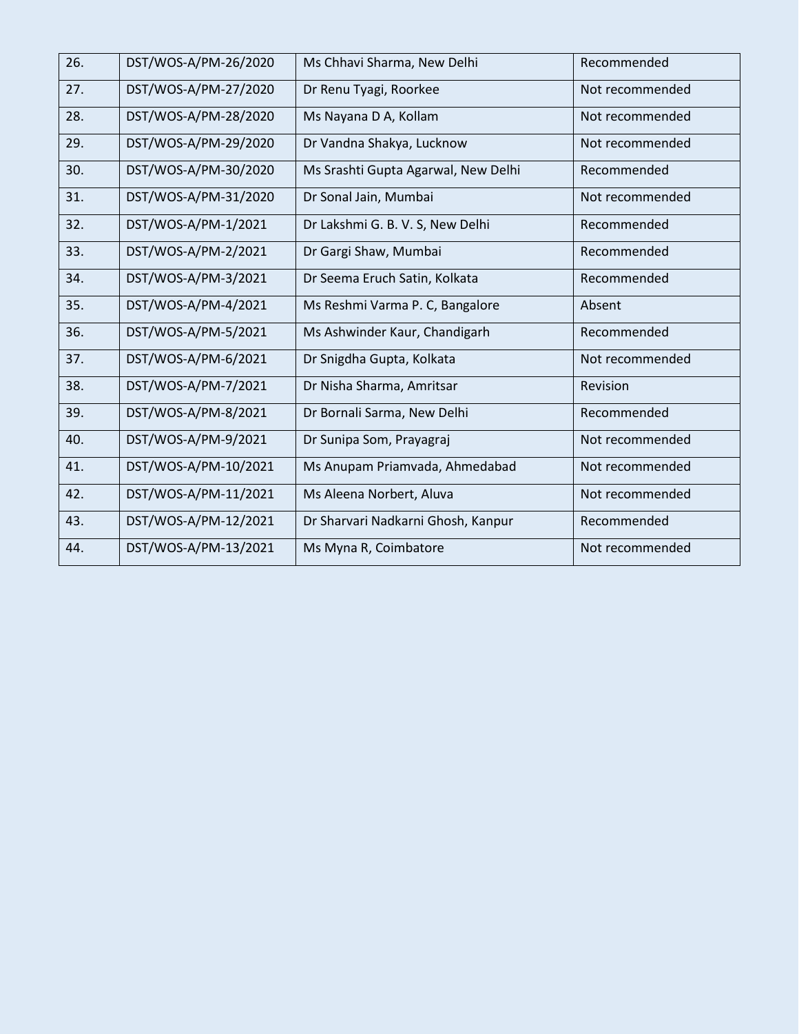| | | | |
|---|---|---|---|
| 26. | DST/WOS-A/PM-26/2020 | Ms Chhavi Sharma, New Delhi | Recommended |
| 27. | DST/WOS-A/PM-27/2020 | Dr Renu Tyagi, Roorkee | Not recommended |
| 28. | DST/WOS-A/PM-28/2020 | Ms Nayana D A, Kollam | Not recommended |
| 29. | DST/WOS-A/PM-29/2020 | Dr Vandna Shakya, Lucknow | Not recommended |
| 30. | DST/WOS-A/PM-30/2020 | Ms Srashti Gupta Agarwal, New Delhi | Recommended |
| 31. | DST/WOS-A/PM-31/2020 | Dr Sonal Jain, Mumbai | Not recommended |
| 32. | DST/WOS-A/PM-1/2021 | Dr Lakshmi G. B. V. S, New Delhi | Recommended |
| 33. | DST/WOS-A/PM-2/2021 | Dr Gargi Shaw, Mumbai | Recommended |
| 34. | DST/WOS-A/PM-3/2021 | Dr Seema Eruch Satin, Kolkata | Recommended |
| 35. | DST/WOS-A/PM-4/2021 | Ms Reshmi Varma P. C, Bangalore | Absent |
| 36. | DST/WOS-A/PM-5/2021 | Ms Ashwinder Kaur, Chandigarh | Recommended |
| 37. | DST/WOS-A/PM-6/2021 | Dr Snigdha Gupta, Kolkata | Not recommended |
| 38. | DST/WOS-A/PM-7/2021 | Dr Nisha Sharma, Amritsar | Revision |
| 39. | DST/WOS-A/PM-8/2021 | Dr Bornali Sarma, New Delhi | Recommended |
| 40. | DST/WOS-A/PM-9/2021 | Dr Sunipa Som, Prayagraj | Not recommended |
| 41. | DST/WOS-A/PM-10/2021 | Ms Anupam Priamvada, Ahmedabad | Not recommended |
| 42. | DST/WOS-A/PM-11/2021 | Ms Aleena Norbert, Aluva | Not recommended |
| 43. | DST/WOS-A/PM-12/2021 | Dr Sharvari Nadkarni Ghosh, Kanpur | Recommended |
| 44. | DST/WOS-A/PM-13/2021 | Ms Myna R, Coimbatore | Not recommended |